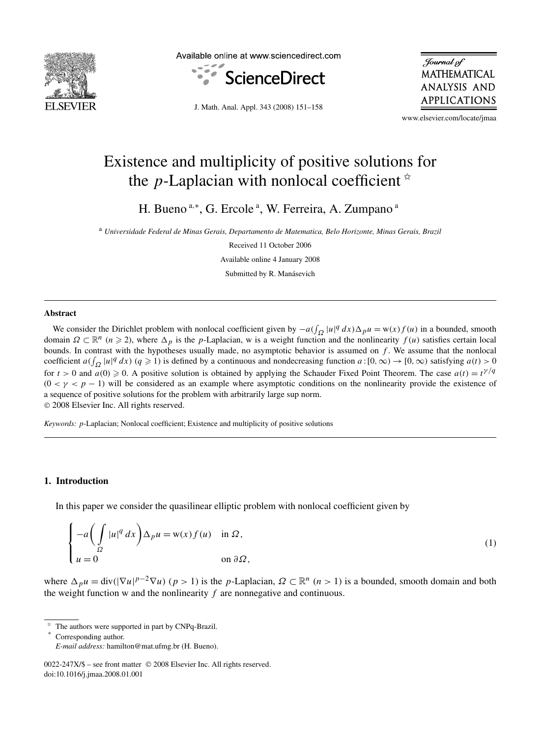# Existence and multiplicity of positive solutions for the $p$-Laplacian with nonlocal coefficient ☆

H. Bueno [a,*], G. Ercole [a], W. Ferreira, A. Zumpano [a]

[a] *Universidade Federal de Minas Gerais, Departamento de Matematica, Belo Horizonte, Minas Gerais, Brazil*

Received 11 October 2006

Available online 4 January 2008

Submitted by R. Manásevich

## Abstract

We consider the Dirichlet problem with nonlocal coefficient given by $-a(\int_\Omega |u|^q\,dx)\Delta_p u = \mathrm{w}(x)f(u)$ in a bounded, smooth domain $\Omega \subset \mathbb{R}^n$ ($n \geqslant 2$), where $\Delta_p$ is the $p$-Laplacian, w is a weight function and the nonlinearity $f(u)$ satisfies certain local bounds. In contrast with the hypotheses usually made, no asymptotic behavior is assumed on $f$. We assume that the nonlocal coefficient $a(\int_\Omega |u|^q\,dx)$ ($q \geqslant 1$) is defined by a continuous and nondecreasing function $a : [0,\infty) \to [0,\infty)$ satisfying $a(t) > 0$ for $t > 0$ and $a(0) \geqslant 0$. A positive solution is obtained by applying the Schauder Fixed Point Theorem. The case $a(t) = t^{\gamma/q}$ ($0 < \gamma < p-1$) will be considered as an example where asymptotic conditions on the nonlinearity provide the existence of a sequence of positive solutions for the problem with arbitrarily large sup norm.

© 2008 Elsevier Inc. All rights reserved.

*Keywords:* $p$-Laplacian; Nonlocal coefficient; Existence and multiplicity of positive solutions

## 1. Introduction

In this paper we consider the quasilinear elliptic problem with nonlocal coefficient given by

$$\begin{cases} -a\left(\displaystyle\int_\Omega |u|^q\,dx\right)\Delta_p u = \mathrm{w}(x)f(u) & \text{in } \Omega, \\ u = 0 & \text{on } \partial\Omega, \end{cases} \tag{1}$$

where $\Delta_p u = \operatorname{div}(|\nabla u|^{p-2}\nabla u)$ ($p > 1$) is the $p$-Laplacian, $\Omega \subset \mathbb{R}^n$ ($n > 1$) is a bounded, smooth domain and both the weight function w and the nonlinearity $f$ are nonnegative and continuous.

---

☆ The authors were supported in part by CNPq-Brazil.

\* Corresponding author.

*E-mail address:* hamilton@mat.ufmg.br (H. Bueno).

0022-247X/$ – see front matter © 2008 Elsevier Inc. All rights reserved.
doi:10.1016/j.jmaa.2008.01.001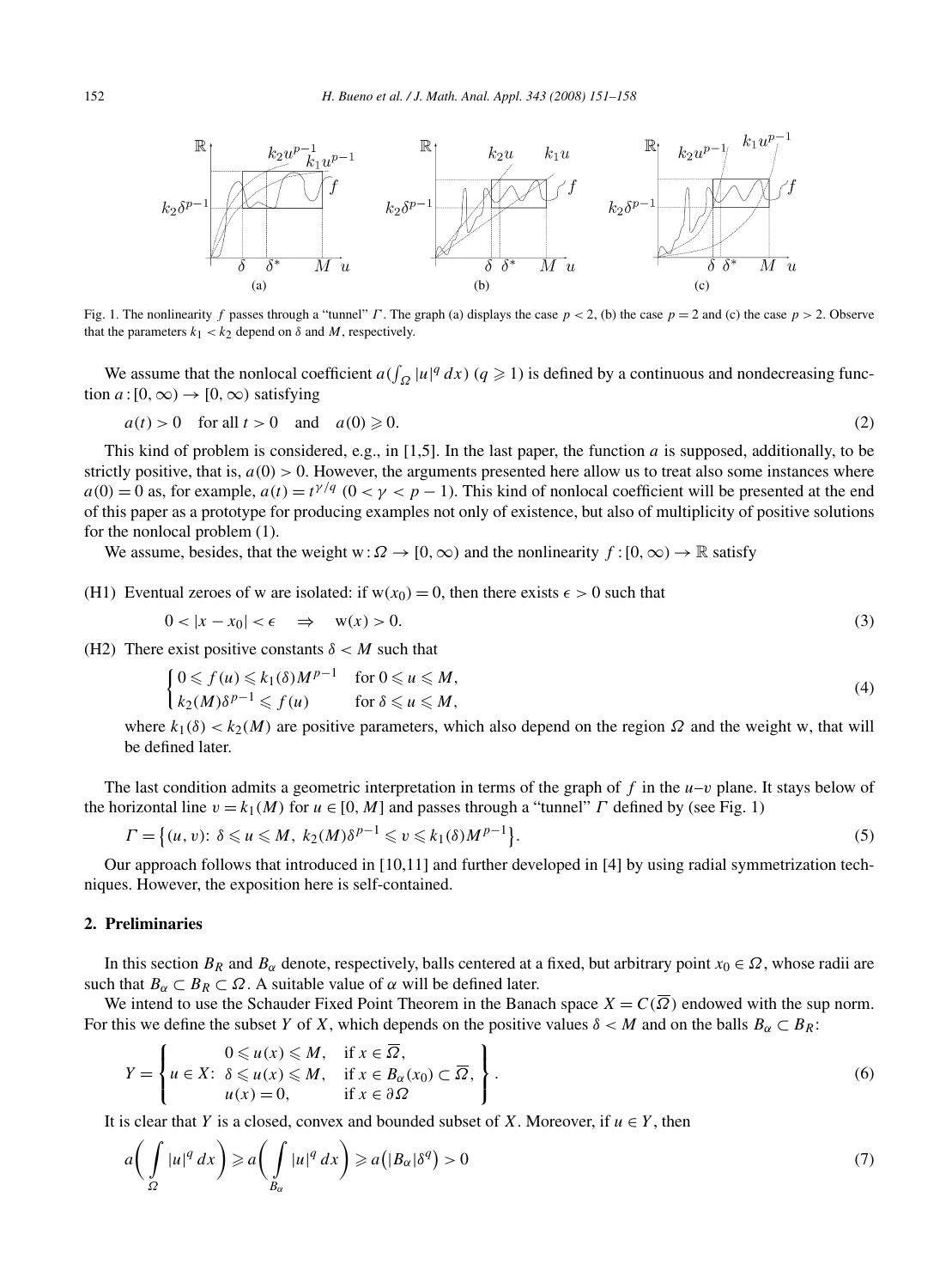Fig. 1. The nonlinearity $f$ passes through a "tunnel" $\Gamma$. The graph (a) displays the case $p < 2$, (b) the case $p = 2$ and (c) the case $p > 2$. Observe that the parameters $k_1 < k_2$ depend on $\delta$ and $M$, respectively.

We assume that the nonlocal coefficient $a(\int_\Omega |u|^q\,dx)$ ($q \geqslant 1$) is defined by a continuous and nondecreasing function $a : [0,\infty) \to [0,\infty)$ satisfying

$$a(t) > 0 \quad \text{for all } t > 0 \quad \text{and} \quad a(0) \geqslant 0. \tag{2}$$

This kind of problem is considered, e.g., in [1,5]. In the last paper, the function $a$ is supposed, additionally, to be strictly positive, that is, $a(0) > 0$. However, the arguments presented here allow us to treat also some instances where $a(0) = 0$ as, for example, $a(t) = t^{\gamma/q}$ ($0 < \gamma < p-1$). This kind of nonlocal coefficient will be presented at the end of this paper as a prototype for producing examples not only of existence, but also of multiplicity of positive solutions for the nonlocal problem (1).

We assume, besides, that the weight $\mathrm{w} : \Omega \to [0,\infty)$ and the nonlinearity $f : [0,\infty) \to \mathbb{R}$ satisfy

(H1) Eventual zeroes of w are isolated: if $\mathrm{w}(x_0) = 0$, then there exists $\epsilon > 0$ such that

$$0 < |x - x_0| < \epsilon \quad \Rightarrow \quad \mathrm{w}(x) > 0. \tag{3}$$

(H2) There exist positive constants $\delta < M$ such that

$$\begin{cases} 0 \leqslant f(u) \leqslant k_1(\delta) M^{p-1} & \text{for } 0 \leqslant u \leqslant M, \\ k_2(M)\delta^{p-1} \leqslant f(u) & \text{for } \delta \leqslant u \leqslant M, \end{cases} \tag{4}$$

where $k_1(\delta) < k_2(M)$ are positive parameters, which also depend on the region $\Omega$ and the weight w, that will be defined later.

The last condition admits a geometric interpretation in terms of the graph of $f$ in the $u$–$v$ plane. It stays below of the horizontal line $v = k_1(M)$ for $u \in [0, M]$ and passes through a "tunnel" $\Gamma$ defined by (see Fig. 1)

$$\Gamma = \{(u,v):\ \delta \leqslant u \leqslant M,\ k_2(M)\delta^{p-1} \leqslant v \leqslant k_1(\delta) M^{p-1}\}. \tag{5}$$

Our approach follows that introduced in [10,11] and further developed in [4] by using radial symmetrization techniques. However, the exposition here is self-contained.

## 2. Preliminaries

In this section $B_R$ and $B_\alpha$ denote, respectively, balls centered at a fixed, but arbitrary point $x_0 \in \Omega$, whose radii are such that $B_\alpha \subset B_R \subset \Omega$. A suitable value of $\alpha$ will be defined later.

We intend to use the Schauder Fixed Point Theorem in the Banach space $X = C(\overline{\Omega})$ endowed with the sup norm. For this we define the subset $Y$ of $X$, which depends on the positive values $\delta < M$ and on the balls $B_\alpha \subset B_R$:

$$Y = \left\{ u \in X:\ \begin{array}{ll} 0 \leqslant u(x) \leqslant M, & \text{if } x \in \overline{\Omega}, \\ \delta \leqslant u(x) \leqslant M, & \text{if } x \in B_\alpha(x_0) \subset \overline{\Omega}, \\ u(x) = 0, & \text{if } x \in \partial\Omega \end{array} \right\}. \tag{6}$$

It is clear that $Y$ is a closed, convex and bounded subset of $X$. Moreover, if $u \in Y$, then

$$a\left(\int_\Omega |u|^q\,dx\right) \geqslant a\left(\int_{B_\alpha} |u|^q\,dx\right) \geqslant a\left(|B_\alpha|\delta^q\right) > 0 \tag{7}$$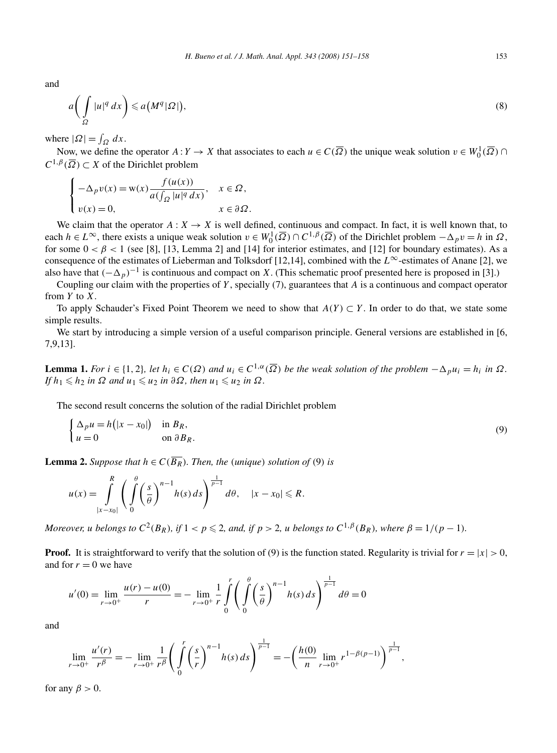and

$$a\left(\int_{\Omega} |u|^q \, dx\right) \leqslant a\left(M^q |\Omega|\right), \tag{8}$$

where $|\Omega| = \int_{\Omega} dx$.

Now, we define the operator $A : Y \to X$ that associates to each $u \in C(\overline{\Omega})$ the unique weak solution $v \in W_0^1(\overline{\Omega}) \cap C^{1,\beta}(\overline{\Omega}) \subset X$ of the Dirichlet problem

$$\begin{cases} -\Delta_p v(x) = \mathrm{w}(x) \dfrac{f(u(x))}{a(\int_{\Omega} |u|^q \, dx)}, & x \in \Omega, \\ v(x) = 0, & x \in \partial\Omega. \end{cases}$$

We claim that the operator $A : X \to X$ is well defined, continuous and compact. In fact, it is well known that, to each $h \in L^{\infty}$, there exists a unique weak solution $v \in W_0^1(\overline{\Omega}) \cap C^{1,\beta}(\overline{\Omega})$ of the Dirichlet problem $-\Delta_p v = h$ in $\Omega$, for some $0 < \beta < 1$ (see [8], [13, Lemma 2] and [14] for interior estimates, and [12] for boundary estimates). As a consequence of the estimates of Lieberman and Tolksdorf [12,14], combined with the $L^{\infty}$-estimates of Anane [2], we also have that $(-\Delta_p)^{-1}$ is continuous and compact on $X$. (This schematic proof presented here is proposed in [3].)

Coupling our claim with the properties of $Y$, specially (7), guarantees that $A$ is a continuous and compact operator from $Y$ to $X$.

To apply Schauder's Fixed Point Theorem we need to show that $A(Y) \subset Y$. In order to do that, we state some simple results.

We start by introducing a simple version of a useful comparison principle. General versions are established in [6, 7,9,13].

**Lemma 1.** *For $i \in \{1, 2\}$, let $h_i \in C(\Omega)$ and $u_i \in C^{1,\alpha}(\overline{\Omega})$ be the weak solution of the problem $-\Delta_p u_i = h_i$ in $\Omega$. If $h_1 \leqslant h_2$ in $\Omega$ and $u_1 \leqslant u_2$ in $\partial\Omega$, then $u_1 \leqslant u_2$ in $\Omega$.*

The second result concerns the solution of the radial Dirichlet problem

$$\begin{cases} \Delta_p u = h\left(|x - x_0|\right) & \text{in } B_R, \\ u = 0 & \text{on } \partial B_R. \end{cases} \tag{9}$$

**Lemma 2.** *Suppose that $h \in C(\overline{B_R})$. Then, the (unique) solution of (9) is*

$$u(x) = \int_{|x-x_0|}^{R} \left( \int_0^{\theta} \left(\frac{s}{\theta}\right)^{n-1} h(s) \, ds \right)^{\frac{1}{p-1}} d\theta, \quad |x - x_0| \leqslant R.$$

*Moreover, $u$ belongs to $C^2(B_R)$, if $1 < p \leqslant 2$, and, if $p > 2$, $u$ belongs to $C^{1,\beta}(B_R)$, where $\beta = 1/(p-1)$.*

**Proof.** It is straightforward to verify that the solution of (9) is the function stated. Regularity is trivial for $r = |x| > 0$, and for $r = 0$ we have

$$u'(0) = \lim_{r \to 0^+} \frac{u(r) - u(0)}{r} = -\lim_{r \to 0^+} \frac{1}{r} \int_0^r \left( \int_0^{\theta} \left(\frac{s}{\theta}\right)^{n-1} h(s) \, ds \right)^{\frac{1}{p-1}} d\theta = 0$$

and

$$\lim_{r \to 0^+} \frac{u'(r)}{r^{\beta}} = -\lim_{r \to 0^+} \frac{1}{r^{\beta}} \left( \int_0^r \left(\frac{s}{r}\right)^{n-1} h(s) \, ds \right)^{\frac{1}{p-1}} = -\left( \frac{h(0)}{n} \lim_{r \to 0^+} r^{1-\beta(p-1)} \right)^{\frac{1}{p-1}},$$

for any $\beta > 0$.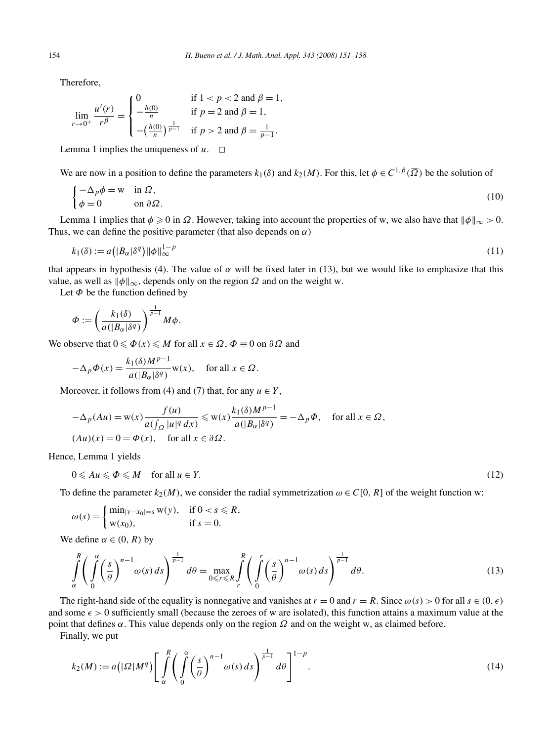Therefore,

$$\lim_{r\to 0^+}\frac{u'(r)}{r^\beta}=\begin{cases}0 & \text{if } 1<p<2 \text{ and } \beta=1,\\ -\frac{h(0)}{n} & \text{if } p=2 \text{ and } \beta=1,\\ -\left(\frac{h(0)}{n}\right)^{\frac{1}{p-1}} & \text{if } p>2 \text{ and } \beta=\frac{1}{p-1}.\end{cases}$$

Lemma 1 implies the uniqueness of $u$. $\square$

We are now in a position to define the parameters $k_1(\delta)$ and $k_2(M)$. For this, let $\phi\in C^{1,\beta}(\overline{\Omega})$ be the solution of

$$\begin{cases}-\Delta_p\phi=\mathrm{w} & \text{in } \Omega,\\ \phi=0 & \text{on } \partial\Omega.\end{cases}\tag{10}$$

Lemma 1 implies that $\phi\geqslant 0$ in $\Omega$. However, taking into account the properties of w, we also have that $\|\phi\|_\infty>0$. Thus, we can define the positive parameter (that also depends on $\alpha$)

$$k_1(\delta):=a\big(|B_\alpha|\delta^q\big)\|\phi\|_\infty^{1-p}\tag{11}$$

that appears in hypothesis (4). The value of $\alpha$ will be fixed later in (13), but we would like to emphasize that this value, as well as $\|\phi\|_\infty$, depends only on the region $\Omega$ and on the weight w.

Let $\Phi$ be the function defined by

$$\Phi:=\left(\frac{k_1(\delta)}{a(|B_\alpha|\delta^q)}\right)^{\frac{1}{p-1}}M\phi.$$

We observe that $0\leqslant\Phi(x)\leqslant M$ for all $x\in\Omega$, $\Phi\equiv 0$ on $\partial\Omega$ and

$$-\Delta_p\Phi(x)=\frac{k_1(\delta)M^{p-1}}{a(|B_\alpha|\delta^q)}\mathrm{w}(x),\quad \text{for all } x\in\Omega.$$

Moreover, it follows from (4) and (7) that, for any $u\in Y$,

$$-\Delta_p(Au)=\mathrm{w}(x)\frac{f(u)}{a(\int_\Omega|u|^q\,dx)}\leqslant \mathrm{w}(x)\frac{k_1(\delta)M^{p-1}}{a(|B_\alpha|\delta^q)}=-\Delta_p\Phi,\quad \text{for all } x\in\Omega,$$

$$(Au)(x)=0=\Phi(x),\quad \text{for all } x\in\partial\Omega.$$

Hence, Lemma 1 yields

$$0\leqslant Au\leqslant\Phi\leqslant M\quad \text{for all } u\in Y.\tag{12}$$

To define the parameter $k_2(M)$, we consider the radial symmetrization $\omega\in C[0,R]$ of the weight function w:

$$\omega(s)=\begin{cases}\min_{|y-x_0|=s}\mathrm{w}(y), & \text{if } 0<s\leqslant R,\\ \mathrm{w}(x_0), & \text{if } s=0.\end{cases}$$

We define $\alpha\in(0,R)$ by

$$\int_\alpha^R\left(\int_0^\alpha\left(\frac{s}{\theta}\right)^{n-1}\omega(s)\,ds\right)^{\frac{1}{p-1}}d\theta=\max_{0\leqslant r\leqslant R}\int_r^R\left(\int_0^r\left(\frac{s}{\theta}\right)^{n-1}\omega(s)\,ds\right)^{\frac{1}{p-1}}d\theta.\tag{13}$$

The right-hand side of the equality is nonnegative and vanishes at $r=0$ and $r=R$. Since $\omega(s)>0$ for all $s\in(0,\epsilon)$ and some $\epsilon>0$ sufficiently small (because the zeroes of w are isolated), this function attains a maximum value at the point that defines $\alpha$. This value depends only on the region $\Omega$ and on the weight w, as claimed before.

Finally, we put

$$k_2(M):=a\big(|\Omega|M^q\big)\left[\int_\alpha^R\left(\int_0^\alpha\left(\frac{s}{\theta}\right)^{n-1}\omega(s)\,ds\right)^{\frac{1}{p-1}}d\theta\right]^{1-p}.\tag{14}$$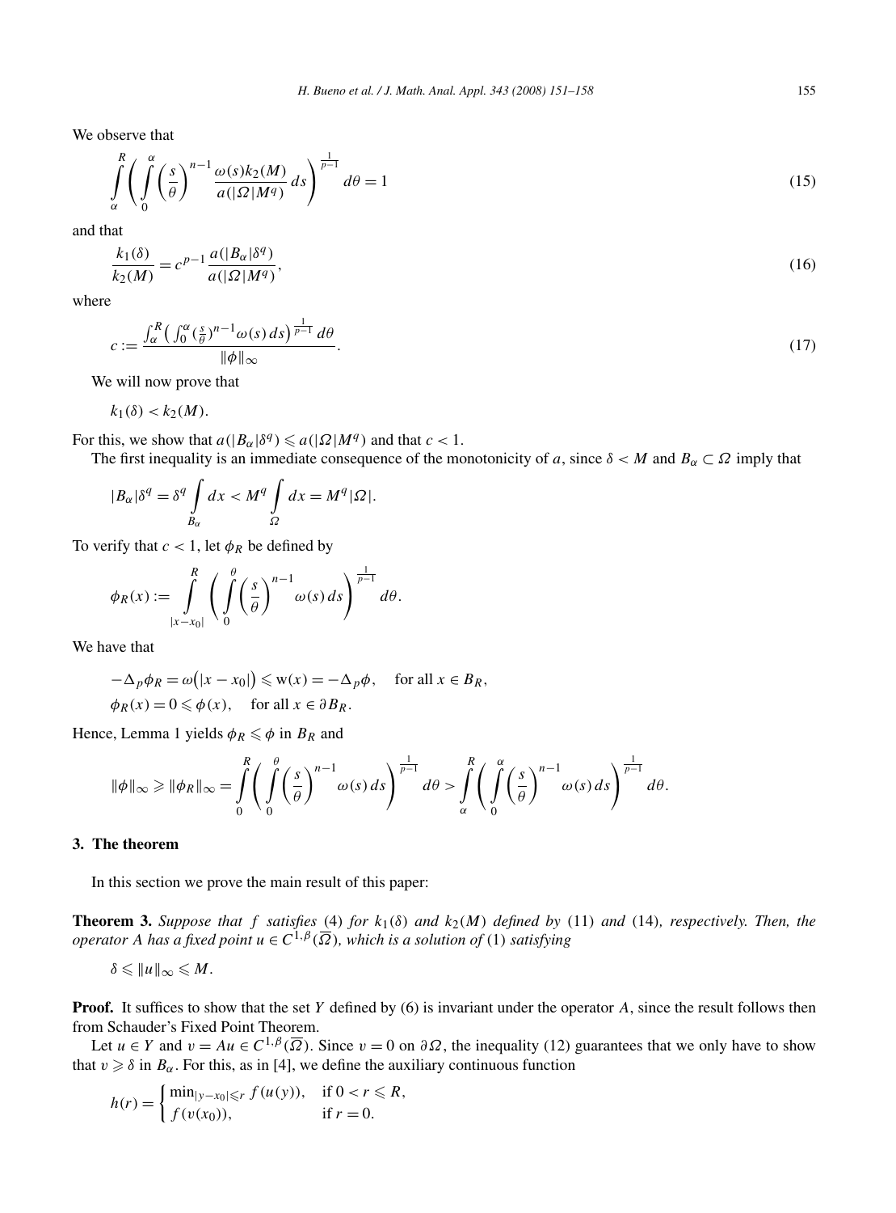We observe that

$$\int_{\alpha}^{R}\left(\int_{0}^{\alpha}\left(\frac{s}{\theta}\right)^{n-1}\frac{\omega(s)k_2(M)}{a(|\Omega|M^q)}\,ds\right)^{\frac{1}{p-1}}d\theta = 1 \tag{15}$$

and that

$$\frac{k_1(\delta)}{k_2(M)} = c^{p-1}\frac{a(|B_\alpha|\delta^q)}{a(|\Omega|M^q)}, \tag{16}$$

where

$$c := \frac{\int_{\alpha}^{R}\left(\int_{0}^{\alpha}(\frac{s}{\theta})^{n-1}\omega(s)\,ds\right)^{\frac{1}{p-1}}d\theta}{\|\phi\|_\infty}. \tag{17}$$

We will now prove that

$k_1(\delta) < k_2(M)$.

For this, we show that $a(|B_\alpha|\delta^q) \leqslant a(|\Omega|M^q)$ and that $c < 1$.

The first inequality is an immediate consequence of the monotonicity of $a$, since $\delta < M$ and $B_\alpha \subset \Omega$ imply that

$$|B_\alpha|\delta^q = \delta^q\int_{B_\alpha}dx < M^q\int_{\Omega}dx = M^q|\Omega|.$$

To verify that $c < 1$, let $\phi_R$ be defined by

$$\phi_R(x) := \int_{|x-x_0|}^{R}\left(\int_{0}^{\theta}\left(\frac{s}{\theta}\right)^{n-1}\omega(s)\,ds\right)^{\frac{1}{p-1}}d\theta.$$

We have that

$$-\Delta_p\phi_R = \omega(|x-x_0|) \leqslant \mathrm{w}(x) = -\Delta_p\phi, \quad \text{for all } x \in B_R,$$
$$\phi_R(x) = 0 \leqslant \phi(x), \quad \text{for all } x \in \partial B_R.$$

Hence, Lemma 1 yields $\phi_R \leqslant \phi$ in $B_R$ and

$$\|\phi\|_\infty \geqslant \|\phi_R\|_\infty = \int_{0}^{R}\left(\int_{0}^{\theta}\left(\frac{s}{\theta}\right)^{n-1}\omega(s)\,ds\right)^{\frac{1}{p-1}}d\theta > \int_{\alpha}^{R}\left(\int_{0}^{\alpha}\left(\frac{s}{\theta}\right)^{n-1}\omega(s)\,ds\right)^{\frac{1}{p-1}}d\theta.$$

## 3. The theorem

In this section we prove the main result of this paper:

**Theorem 3.** *Suppose that $f$ satisfies* (4) *for $k_1(\delta)$ and $k_2(M)$ defined by* (11) *and* (14)*, respectively. Then, the operator $A$ has a fixed point $u \in C^{1,\beta}(\overline{\Omega})$, which is a solution of* (1) *satisfying*

$$\delta \leqslant \|u\|_\infty \leqslant M.$$

**Proof.** It suffices to show that the set $Y$ defined by (6) is invariant under the operator $A$, since the result follows then from Schauder's Fixed Point Theorem.

Let $u \in Y$ and $v = Au \in C^{1,\beta}(\overline{\Omega})$. Since $v = 0$ on $\partial\Omega$, the inequality (12) guarantees that we only have to show that $v \geqslant \delta$ in $B_\alpha$. For this, as in [4], we define the auxiliary continuous function

$$h(r) = \begin{cases} \min_{|y-x_0|\leqslant r} f(u(y)), & \text{if } 0 < r \leqslant R, \\ f(v(x_0)), & \text{if } r = 0. \end{cases}$$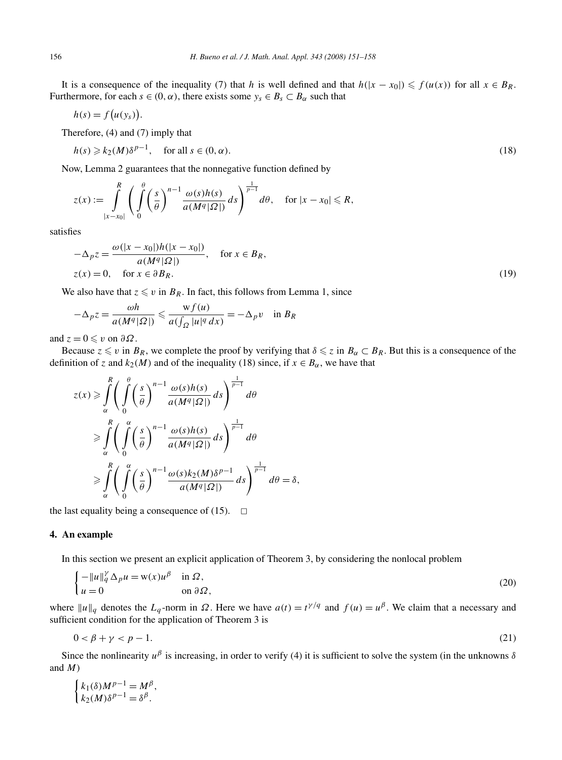It is a consequence of the inequality (7) that $h$ is well defined and that $h(|x - x_0|) \leqslant f(u(x))$ for all $x \in B_R$. Furthermore, for each $s \in (0, \alpha)$, there exists some $y_s \in B_s \subset B_\alpha$ such that

$$h(s) = f\big(u(y_s)\big).$$

Therefore, (4) and (7) imply that

$$h(s) \geqslant k_2(M)\delta^{p-1}, \quad \text{for all } s \in (0, \alpha). \tag{18}$$

Now, Lemma 2 guarantees that the nonnegative function defined by

$$z(x) := \int_{|x-x_0|}^{R} \left( \int_0^{\theta} \left(\frac{s}{\theta}\right)^{n-1} \frac{\omega(s)h(s)}{a(M^q|\Omega|)}\, ds \right)^{\frac{1}{p-1}} d\theta, \quad \text{for } |x - x_0| \leqslant R,$$

satisfies

$$\begin{aligned} &-\Delta_p z = \frac{\omega(|x-x_0|)h(|x-x_0|)}{a(M^q|\Omega|)}, \quad \text{for } x \in B_R, \\ &z(x) = 0, \quad \text{for } x \in \partial B_R. \end{aligned} \tag{19}$$

We also have that $z \leqslant v$ in $B_R$. In fact, this follows from Lemma 1, since

$$-\Delta_p z = \frac{\omega h}{a(M^q|\Omega|)} \leqslant \frac{\mathrm{w} f(u)}{a(\int_\Omega |u|^q\, dx)} = -\Delta_p v \quad \text{in } B_R$$

and $z = 0 \leqslant v$ on $\partial\Omega$.

Because $z \leqslant v$ in $B_R$, we complete the proof by verifying that $\delta \leqslant z$ in $B_\alpha \subset B_R$. But this is a consequence of the definition of $z$ and $k_2(M)$ and of the inequality (18) since, if $x \in B_\alpha$, we have that

$$\begin{aligned} z(x) &\geqslant \int_{\alpha}^{R} \left( \int_0^{\theta} \left(\frac{s}{\theta}\right)^{n-1} \frac{\omega(s)h(s)}{a(M^q|\Omega|)}\, ds \right)^{\frac{1}{p-1}} d\theta \\ &\geqslant \int_{\alpha}^{R} \left( \int_0^{\alpha} \left(\frac{s}{\theta}\right)^{n-1} \frac{\omega(s)h(s)}{a(M^q|\Omega|)}\, ds \right)^{\frac{1}{p-1}} d\theta \\ &\geqslant \int_{\alpha}^{R} \left( \int_0^{\alpha} \left(\frac{s}{\theta}\right)^{n-1} \frac{\omega(s)k_2(M)\delta^{p-1}}{a(M^q|\Omega|)}\, ds \right)^{\frac{1}{p-1}} d\theta = \delta, \end{aligned}$$

the last equality being a consequence of (15). $\square$

## 4. An example

In this section we present an explicit application of Theorem 3, by considering the nonlocal problem

$$\begin{cases} -\|u\|_q^{\gamma}\Delta_p u = \mathrm{w}(x)u^{\beta} & \text{in } \Omega, \\ u = 0 & \text{on } \partial\Omega, \end{cases} \tag{20}$$

where $\|u\|_q$ denotes the $L_q$-norm in $\Omega$. Here we have $a(t) = t^{\gamma/q}$ and $f(u) = u^{\beta}$. We claim that a necessary and sufficient condition for the application of Theorem 3 is

$$0 < \beta + \gamma < p - 1. \tag{21}$$

Since the nonlinearity $u^{\beta}$ is increasing, in order to verify (4) it is sufficient to solve the system (in the unknowns $\delta$ and $M$)

$$\begin{cases} k_1(\delta)M^{p-1} = M^{\beta}, \\ k_2(M)\delta^{p-1} = \delta^{\beta}. \end{cases}$$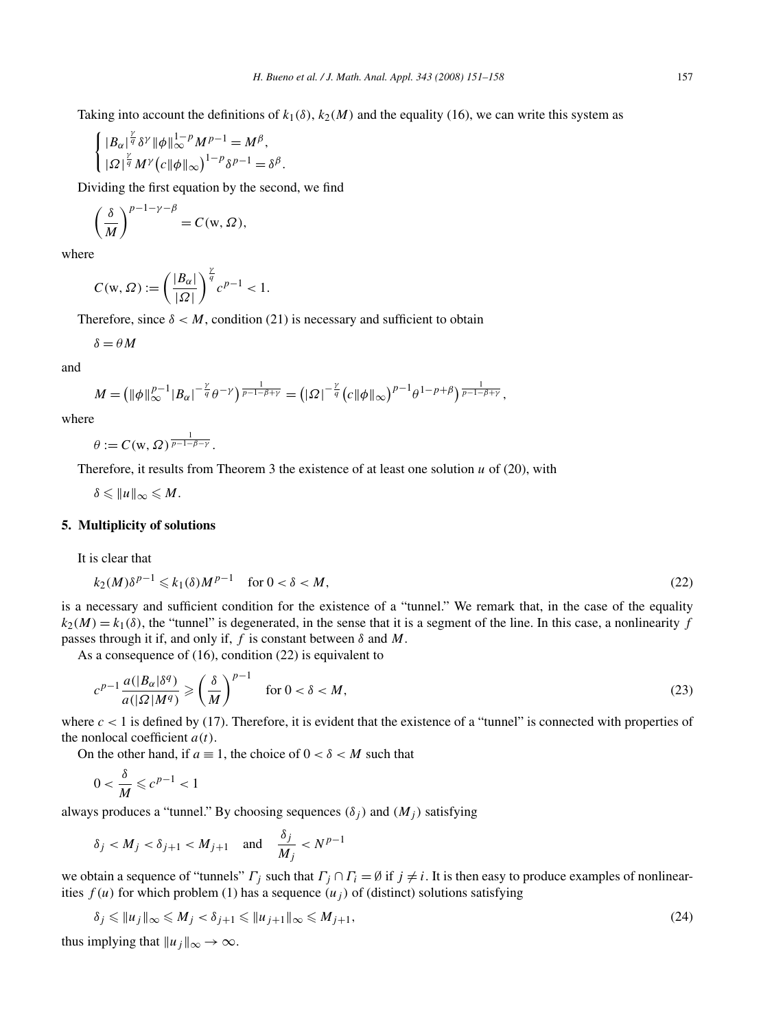Taking into account the definitions of $k_1(\delta)$, $k_2(M)$ and the equality (16), we can write this system as

$$
\begin{cases}
|B_\alpha|^{\frac{\gamma}{q}}\delta^\gamma \|\phi\|_\infty^{1-p} M^{p-1} = M^\beta, \\
|\Omega|^{\frac{\gamma}{q}} M^\gamma \big(c\|\phi\|_\infty\big)^{1-p} \delta^{p-1} = \delta^\beta.
\end{cases}
$$

Dividing the first equation by the second, we find

$$
\left(\frac{\delta}{M}\right)^{p-1-\gamma-\beta} = C(\mathrm{w}, \Omega),
$$

where

$$
C(\mathrm{w}, \Omega) := \left(\frac{|B_\alpha|}{|\Omega|}\right)^{\frac{\gamma}{q}} c^{p-1} < 1.
$$

Therefore, since $\delta < M$, condition (21) is necessary and sufficient to obtain

$$
\delta = \theta M
$$

and

$$
M = \big(\|\phi\|_\infty^{p-1} |B_\alpha|^{-\frac{\gamma}{q}} \theta^{-\gamma}\big)^{\frac{1}{p-1-\beta+\gamma}} = \big(|\Omega|^{-\frac{\gamma}{q}} \big(c\|\phi\|_\infty\big)^{p-1} \theta^{1-p+\beta}\big)^{\frac{1}{p-1-\beta+\gamma}},
$$

where

$$
\theta := C(\mathrm{w}, \Omega)^{\frac{1}{p-1-\beta-\gamma}}.
$$

Therefore, it results from Theorem 3 the existence of at least one solution $u$ of (20), with

$$
\delta \leqslant \|u\|_\infty \leqslant M.
$$

## 5. Multiplicity of solutions

It is clear that

$$
k_2(M)\delta^{p-1} \leqslant k_1(\delta) M^{p-1} \quad \text{for } 0 < \delta < M, \tag{22}
$$

is a necessary and sufficient condition for the existence of a "tunnel." We remark that, in the case of the equality $k_2(M) = k_1(\delta)$, the "tunnel" is degenerated, in the sense that it is a segment of the line. In this case, a nonlinearity $f$ passes through it if, and only if, $f$ is constant between $\delta$ and $M$.

As a consequence of (16), condition (22) is equivalent to

$$
c^{p-1} \frac{a(|B_\alpha|\delta^q)}{a(|\Omega|M^q)} \geqslant \left(\frac{\delta}{M}\right)^{p-1} \quad \text{for } 0 < \delta < M, \tag{23}
$$

where $c < 1$ is defined by (17). Therefore, it is evident that the existence of a "tunnel" is connected with properties of the nonlocal coefficient $a(t)$.

On the other hand, if $a \equiv 1$, the choice of $0 < \delta < M$ such that

$$
0 < \frac{\delta}{M} \leqslant c^{p-1} < 1
$$

always produces a "tunnel." By choosing sequences $(\delta_j)$ and $(M_j)$ satisfying

$$
\delta_j < M_j < \delta_{j+1} < M_{j+1} \quad \text{and} \quad \frac{\delta_j}{M_j} < N^{p-1}
$$

we obtain a sequence of "tunnels" $\Gamma_j$ such that $\Gamma_j \cap \Gamma_i = \emptyset$ if $j \neq i$. It is then easy to produce examples of nonlinearities $f(u)$ for which problem (1) has a sequence $(u_j)$ of (distinct) solutions satisfying

$$
\delta_j \leqslant \|u_j\|_\infty \leqslant M_j < \delta_{j+1} \leqslant \|u_{j+1}\|_\infty \leqslant M_{j+1}, \tag{24}
$$

thus implying that $\|u_j\|_\infty \to \infty$.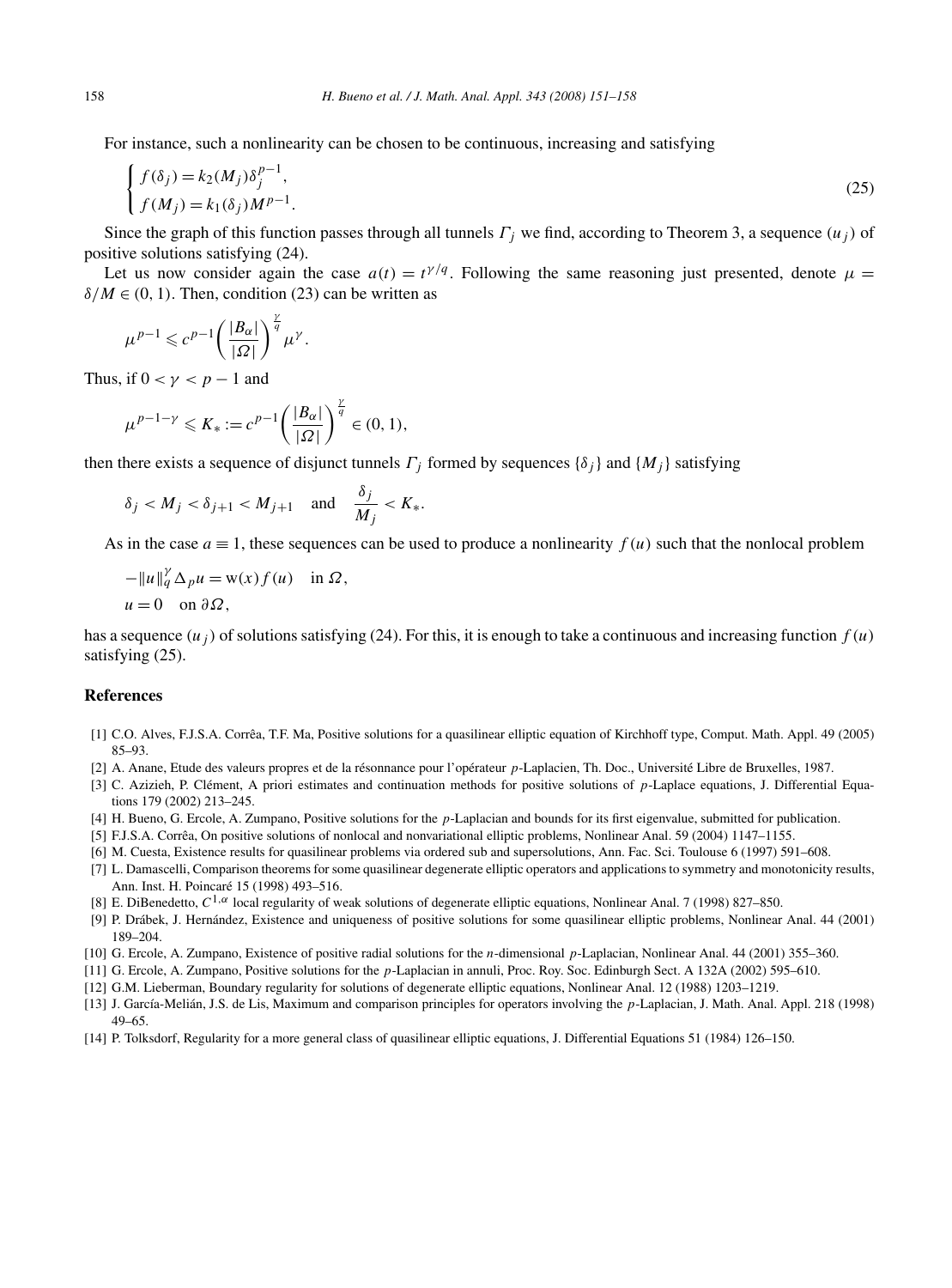For instance, such a nonlinearity can be chosen to be continuous, increasing and satisfying

$$\begin{cases} f(\delta_j) = k_2(M_j)\delta_j^{p-1}, \\ f(M_j) = k_1(\delta_j)M^{p-1}. \end{cases} \tag{25}$$

Since the graph of this function passes through all tunnels $\Gamma_j$ we find, according to Theorem 3, a sequence $(u_j)$ of positive solutions satisfying (24).

Let us now consider again the case $a(t) = t^{\gamma/q}$. Following the same reasoning just presented, denote $\mu = \delta/M \in (0,1)$. Then, condition (23) can be written as

$$\mu^{p-1} \leqslant c^{p-1}\left(\frac{|B_\alpha|}{|\Omega|}\right)^{\frac{\gamma}{q}} \mu^{\gamma}.$$

Thus, if $0 < \gamma < p-1$ and

$$\mu^{p-1-\gamma} \leqslant K_* := c^{p-1}\left(\frac{|B_\alpha|}{|\Omega|}\right)^{\frac{\gamma}{q}} \in (0,1),$$

then there exists a sequence of disjunct tunnels $\Gamma_j$ formed by sequences $\{\delta_j\}$ and $\{M_j\}$ satisfying

$$\delta_j < M_j < \delta_{j+1} < M_{j+1} \quad \text{and} \quad \frac{\delta_j}{M_j} < K_*.$$

As in the case $a \equiv 1$, these sequences can be used to produce a nonlinearity $f(u)$ such that the nonlocal problem

$$-\|u\|_q^{\gamma}\Delta_p u = \mathrm{w}(x)f(u) \quad \text{in } \Omega,$$
$$u = 0 \quad \text{on } \partial\Omega,$$

has a sequence $(u_j)$ of solutions satisfying (24). For this, it is enough to take a continuous and increasing function $f(u)$ satisfying (25).

## References

[1] C.O. Alves, F.J.S.A. Corrêa, T.F. Ma, Positive solutions for a quasilinear elliptic equation of Kirchhoff type, Comput. Math. Appl. 49 (2005) 85–93.

[2] A. Anane, Etude des valeurs propres et de la résonnance pour l'opérateur $p$-Laplacien, Th. Doc., Université Libre de Bruxelles, 1987.

[3] C. Azizieh, P. Clément, A priori estimates and continuation methods for positive solutions of $p$-Laplace equations, J. Differential Equations 179 (2002) 213–245.

[4] H. Bueno, G. Ercole, A. Zumpano, Positive solutions for the $p$-Laplacian and bounds for its first eigenvalue, submitted for publication.

[5] F.J.S.A. Corrêa, On positive solutions of nonlocal and nonvariational elliptic problems, Nonlinear Anal. 59 (2004) 1147–1155.

[6] M. Cuesta, Existence results for quasilinear problems via ordered sub and supersolutions, Ann. Fac. Sci. Toulouse 6 (1997) 591–608.

[7] L. Damascelli, Comparison theorems for some quasilinear degenerate elliptic operators and applications to symmetry and monotonicity results, Ann. Inst. H. Poincaré 15 (1998) 493–516.

[8] E. DiBenedetto, $C^{1,\alpha}$ local regularity of weak solutions of degenerate elliptic equations, Nonlinear Anal. 7 (1998) 827–850.

[9] P. Drábek, J. Hernández, Existence and uniqueness of positive solutions for some quasilinear elliptic problems, Nonlinear Anal. 44 (2001) 189–204.

[10] G. Ercole, A. Zumpano, Existence of positive radial solutions for the $n$-dimensional $p$-Laplacian, Nonlinear Anal. 44 (2001) 355–360.

[11] G. Ercole, A. Zumpano, Positive solutions for the $p$-Laplacian in annuli, Proc. Roy. Soc. Edinburgh Sect. A 132A (2002) 595–610.

[12] G.M. Lieberman, Boundary regularity for solutions of degenerate elliptic equations, Nonlinear Anal. 12 (1988) 1203–1219.

[13] J. García-Melián, J.S. de Lis, Maximum and comparison principles for operators involving the $p$-Laplacian, J. Math. Anal. Appl. 218 (1998) 49–65.

[14] P. Tolksdorf, Regularity for a more general class of quasilinear elliptic equations, J. Differential Equations 51 (1984) 126–150.